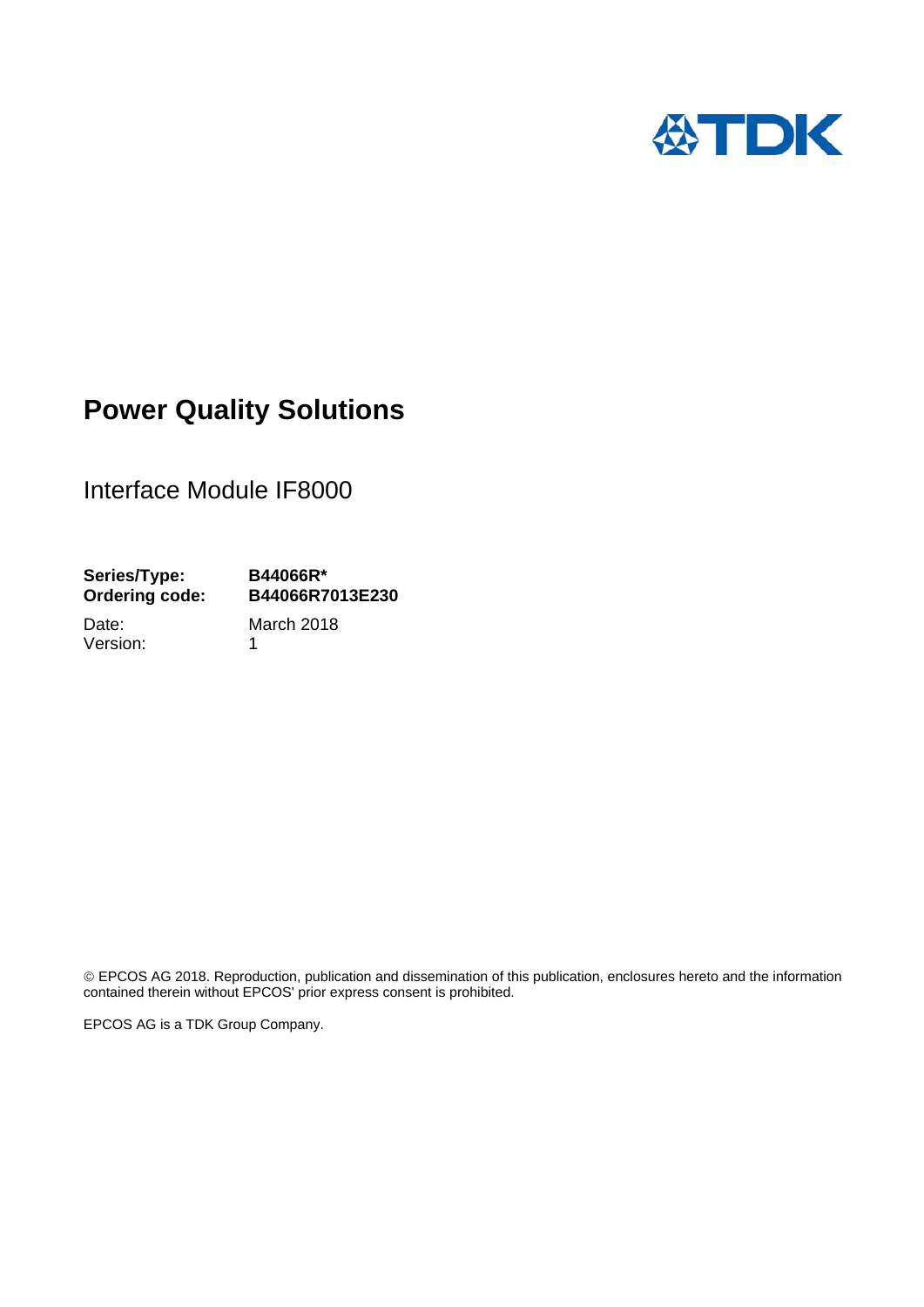TDK

# Power Quality Solutions

## Interface Module IF8000

| | |
|---|---|
| **Series/Type:** | **B44066R*** |
| **Ordering code:** | **B44066R7013E230** |
| Date: | March 2018 |
| Version: | 1 |

© EPCOS AG 2018. Reproduction, publication and dissemination of this publication, enclosures hereto and the information contained therein without EPCOS' prior express consent is prohibited.

EPCOS AG is a TDK Group Company.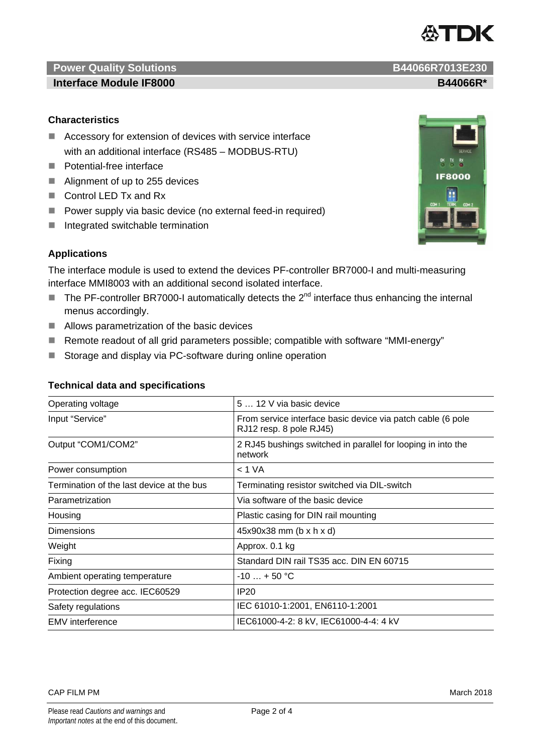**Power Quality Solutions** **B44066R7013E230**

**Interface Module IF8000** **B44066R***

### Characteristics

- Accessory for extension of devices with service interface with an additional interface (RS485 – MODBUS-RTU)
- Potential-free interface
- Alignment of up to 255 devices
- Control LED Tx and Rx
- Power supply via basic device (no external feed-in required)
- Integrated switchable termination

### Applications

The interface module is used to extend the devices PF-controller BR7000-I and multi-measuring interface MMI8003 with an additional second isolated interface.

- The PF-controller BR7000-I automatically detects the 2nd interface thus enhancing the internal menus accordingly.
- Allows parametrization of the basic devices
- Remote readout of all grid parameters possible; compatible with software “MMI-energy”
- Storage and display via PC-software during online operation

### Technical data and specifications

| | |
|---|---|
| Operating voltage | 5 … 12 V via basic device |
| Input “Service” | From service interface basic device via patch cable (6 pole RJ12 resp. 8 pole RJ45) |
| Output “COM1/COM2” | 2 RJ45 bushings switched in parallel for looping in into the network |
| Power consumption | < 1 VA |
| Termination of the last device at the bus | Terminating resistor switched via DIL-switch |
| Parametrization | Via software of the basic device |
| Housing | Plastic casing for DIN rail mounting |
| Dimensions | 45x90x38 mm (b x h x d) |
| Weight | Approx. 0.1 kg |
| Fixing | Standard DIN rail TS35 acc. DIN EN 60715 |
| Ambient operating temperature | -10 … + 50 °C |
| Protection degree acc. IEC60529 | IP20 |
| Safety regulations | IEC 61010-1:2001, EN6110-1:2001 |
| EMV interference | IEC61000-4-2: 8 kV, IEC61000-4-4: 4 kV |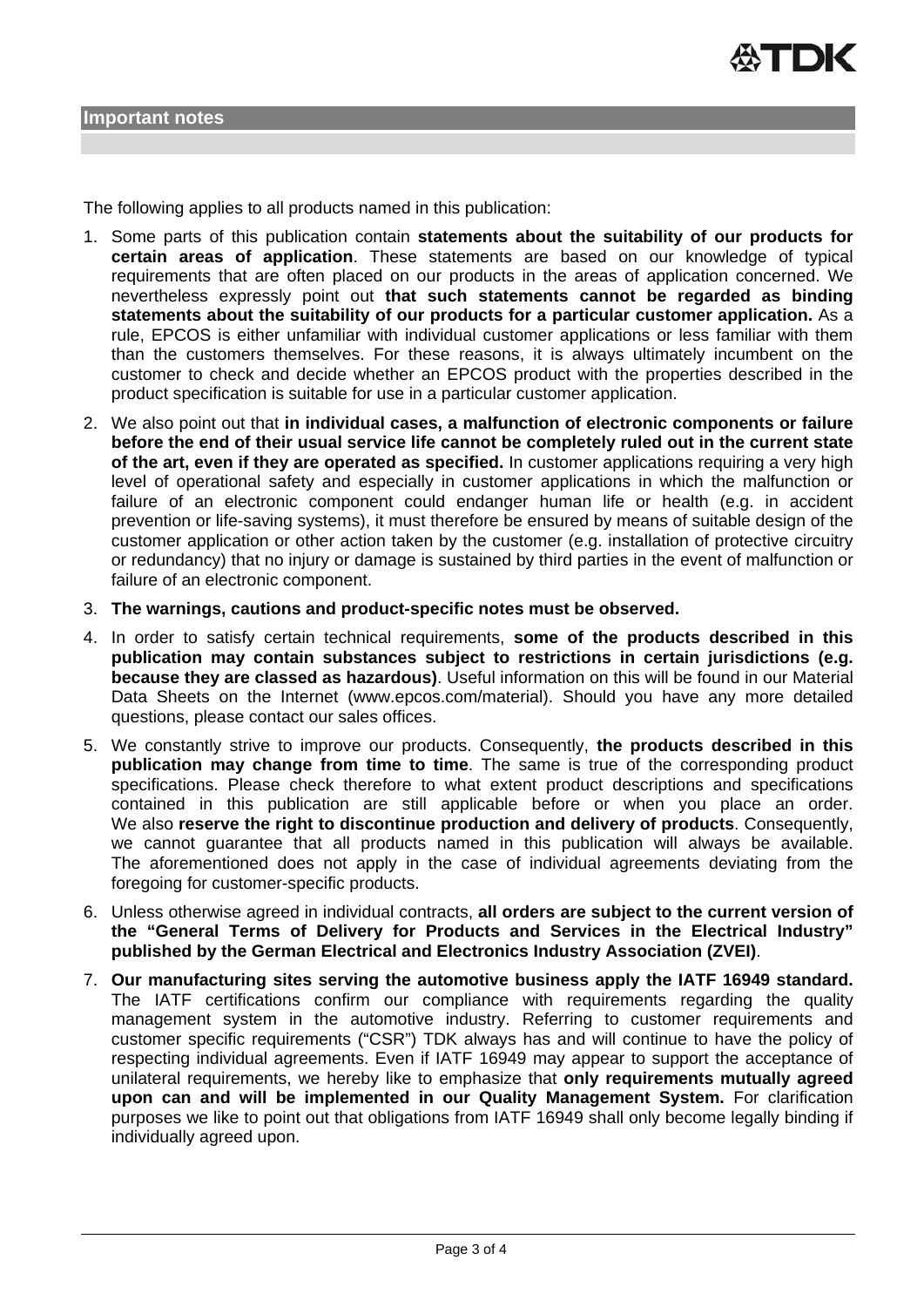## Important notes

The following applies to all products named in this publication:

1. Some parts of this publication contain **statements about the suitability of our products for certain areas of application**. These statements are based on our knowledge of typical requirements that are often placed on our products in the areas of application concerned. We nevertheless expressly point out **that such statements cannot be regarded as binding statements about the suitability of our products for a particular customer application.** As a rule, EPCOS is either unfamiliar with individual customer applications or less familiar with them than the customers themselves. For these reasons, it is always ultimately incumbent on the customer to check and decide whether an EPCOS product with the properties described in the product specification is suitable for use in a particular customer application.
2. We also point out that **in individual cases, a malfunction of electronic components or failure before the end of their usual service life cannot be completely ruled out in the current state of the art, even if they are operated as specified.** In customer applications requiring a very high level of operational safety and especially in customer applications in which the malfunction or failure of an electronic component could endanger human life or health (e.g. in accident prevention or life-saving systems), it must therefore be ensured by means of suitable design of the customer application or other action taken by the customer (e.g. installation of protective circuitry or redundancy) that no injury or damage is sustained by third parties in the event of malfunction or failure of an electronic component.
3. **The warnings, cautions and product-specific notes must be observed.**
4. In order to satisfy certain technical requirements, **some of the products described in this publication may contain substances subject to restrictions in certain jurisdictions (e.g. because they are classed as hazardous)**. Useful information on this will be found in our Material Data Sheets on the Internet (www.epcos.com/material). Should you have any more detailed questions, please contact our sales offices.
5. We constantly strive to improve our products. Consequently, **the products described in this publication may change from time to time**. The same is true of the corresponding product specifications. Please check therefore to what extent product descriptions and specifications contained in this publication are still applicable before or when you place an order. We also **reserve the right to discontinue production and delivery of products**. Consequently, we cannot guarantee that all products named in this publication will always be available. The aforementioned does not apply in the case of individual agreements deviating from the foregoing for customer-specific products.
6. Unless otherwise agreed in individual contracts, **all orders are subject to the current version of the "General Terms of Delivery for Products and Services in the Electrical Industry" published by the German Electrical and Electronics Industry Association (ZVEI)**.
7. **Our manufacturing sites serving the automotive business apply the IATF 16949 standard.** The IATF certifications confirm our compliance with requirements regarding the quality management system in the automotive industry. Referring to customer requirements and customer specific requirements ("CSR") TDK always has and will continue to have the policy of respecting individual agreements. Even if IATF 16949 may appear to support the acceptance of unilateral requirements, we hereby like to emphasize that **only requirements mutually agreed upon can and will be implemented in our Quality Management System.** For clarification purposes we like to point out that obligations from IATF 16949 shall only become legally binding if individually agreed upon.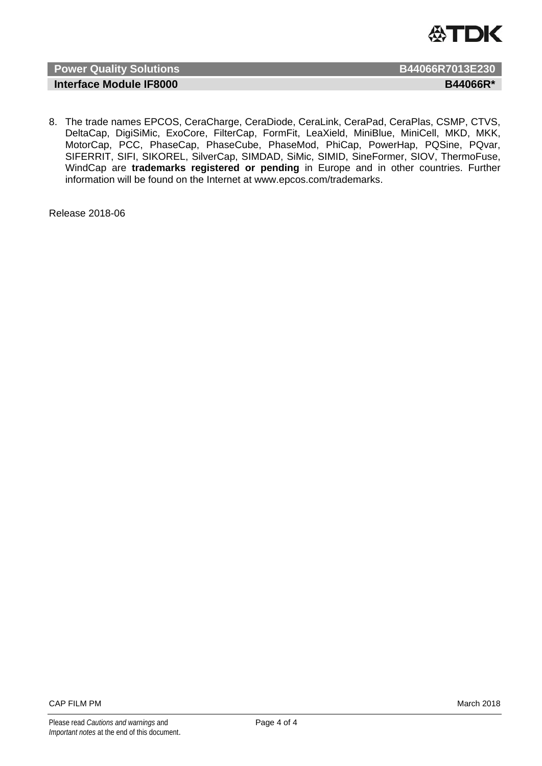8. The trade names EPCOS, CeraCharge, CeraDiode, CeraLink, CeraPad, CeraPlas, CSMP, CTVS, DeltaCap, DigiSiMic, ExoCore, FilterCap, FormFit, LeaXield, MiniBlue, MiniCell, MKD, MKK, MotorCap, PCC, PhaseCap, PhaseCube, PhaseMod, PhiCap, PowerHap, PQSine, PQvar, SIFERRIT, SIFI, SIKOREL, SilverCap, SIMDAD, SiMic, SIMID, SineFormer, SIOV, ThermoFuse, WindCap are **trademarks registered or pending** in Europe and in other countries. Further information will be found on the Internet at www.epcos.com/trademarks.

Release 2018-06